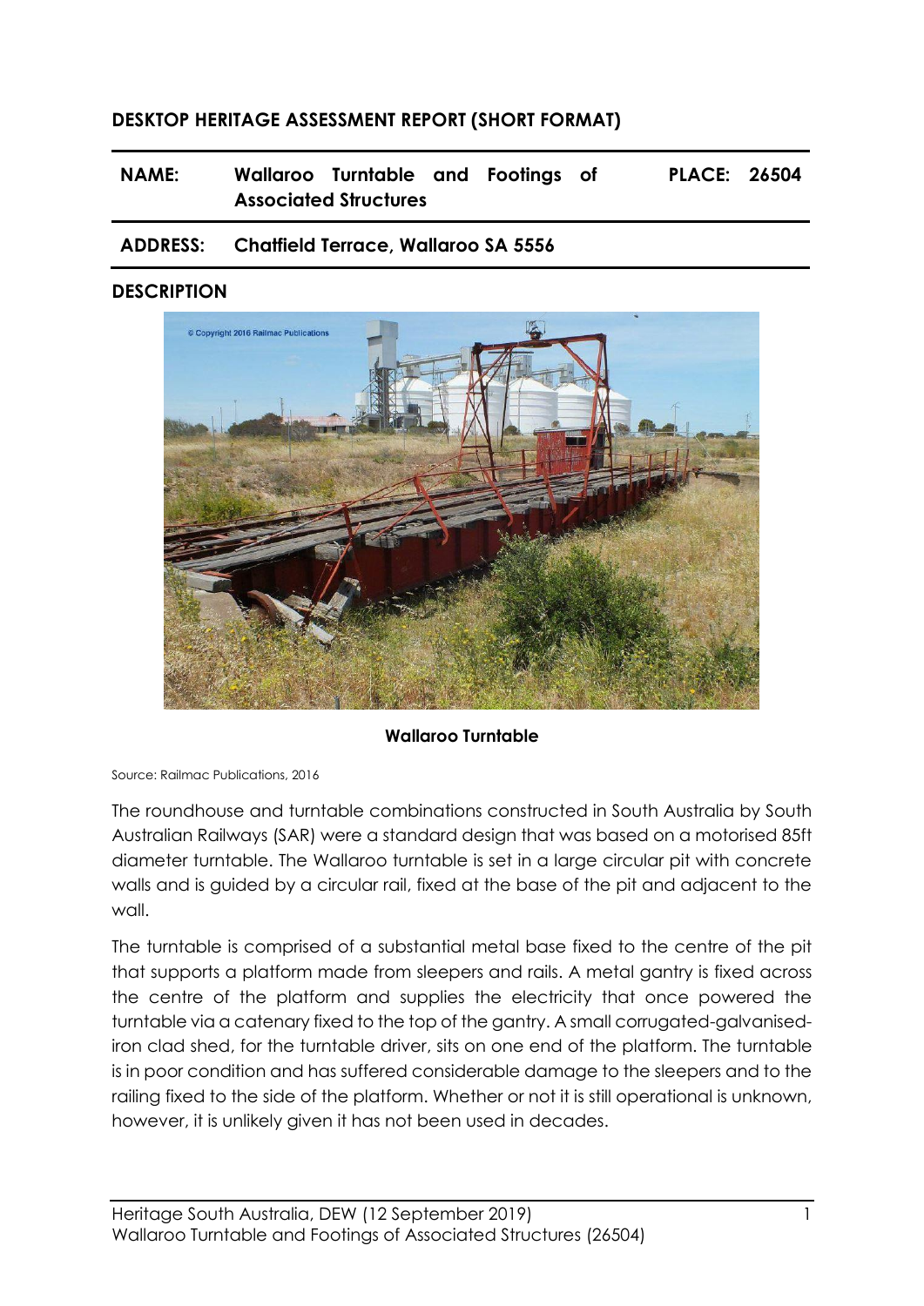## DESKTOP HERITAGE ASSESSMENT REPORT (SHORT FORMAT)

| | | | |
|---|---|---|---|
| **NAME:** | **Wallaroo Turntable and Footings of Associated Structures** | **PLACE:** | **26504** |
| **ADDRESS:** | **Chatfield Terrace, Wallaroo SA 5556** | | |

## DESCRIPTION

**Wallaroo Turntable**

Source: Railmac Publications, 2016

The roundhouse and turntable combinations constructed in South Australia by South Australian Railways (SAR) were a standard design that was based on a motorised 85ft diameter turntable. The Wallaroo turntable is set in a large circular pit with concrete walls and is guided by a circular rail, fixed at the base of the pit and adjacent to the wall.

The turntable is comprised of a substantial metal base fixed to the centre of the pit that supports a platform made from sleepers and rails. A metal gantry is fixed across the centre of the platform and supplies the electricity that once powered the turntable via a catenary fixed to the top of the gantry. A small corrugated-galvanised-iron clad shed, for the turntable driver, sits on one end of the platform. The turntable is in poor condition and has suffered considerable damage to the sleepers and to the railing fixed to the side of the platform. Whether or not it is still operational is unknown, however, it is unlikely given it has not been used in decades.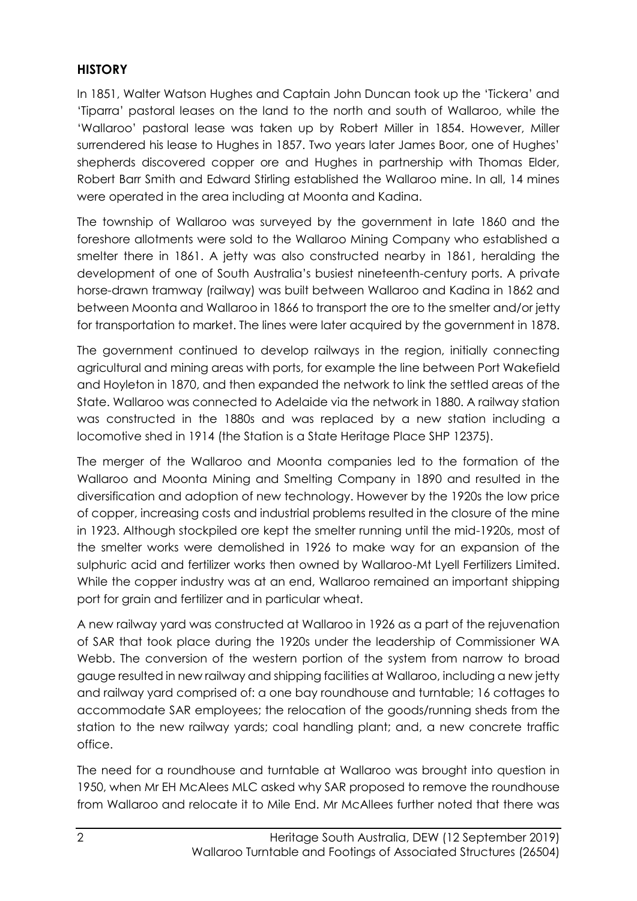## HISTORY

In 1851, Walter Watson Hughes and Captain John Duncan took up the 'Tickera' and 'Tiparra' pastoral leases on the land to the north and south of Wallaroo, while the 'Wallaroo' pastoral lease was taken up by Robert Miller in 1854. However, Miller surrendered his lease to Hughes in 1857. Two years later James Boor, one of Hughes' shepherds discovered copper ore and Hughes in partnership with Thomas Elder, Robert Barr Smith and Edward Stirling established the Wallaroo mine. In all, 14 mines were operated in the area including at Moonta and Kadina.

The township of Wallaroo was surveyed by the government in late 1860 and the foreshore allotments were sold to the Wallaroo Mining Company who established a smelter there in 1861. A jetty was also constructed nearby in 1861, heralding the development of one of South Australia's busiest nineteenth-century ports. A private horse-drawn tramway (railway) was built between Wallaroo and Kadina in 1862 and between Moonta and Wallaroo in 1866 to transport the ore to the smelter and/or jetty for transportation to market. The lines were later acquired by the government in 1878.

The government continued to develop railways in the region, initially connecting agricultural and mining areas with ports, for example the line between Port Wakefield and Hoyleton in 1870, and then expanded the network to link the settled areas of the State. Wallaroo was connected to Adelaide via the network in 1880. A railway station was constructed in the 1880s and was replaced by a new station including a locomotive shed in 1914 (the Station is a State Heritage Place SHP 12375).

The merger of the Wallaroo and Moonta companies led to the formation of the Wallaroo and Moonta Mining and Smelting Company in 1890 and resulted in the diversification and adoption of new technology. However by the 1920s the low price of copper, increasing costs and industrial problems resulted in the closure of the mine in 1923. Although stockpiled ore kept the smelter running until the mid-1920s, most of the smelter works were demolished in 1926 to make way for an expansion of the sulphuric acid and fertilizer works then owned by Wallaroo-Mt Lyell Fertilizers Limited. While the copper industry was at an end, Wallaroo remained an important shipping port for grain and fertilizer and in particular wheat.

A new railway yard was constructed at Wallaroo in 1926 as a part of the rejuvenation of SAR that took place during the 1920s under the leadership of Commissioner WA Webb. The conversion of the western portion of the system from narrow to broad gauge resulted in new railway and shipping facilities at Wallaroo, including a new jetty and railway yard comprised of: a one bay roundhouse and turntable; 16 cottages to accommodate SAR employees; the relocation of the goods/running sheds from the station to the new railway yards; coal handling plant; and, a new concrete traffic office.

The need for a roundhouse and turntable at Wallaroo was brought into question in 1950, when Mr EH McAlees MLC asked why SAR proposed to remove the roundhouse from Wallaroo and relocate it to Mile End. Mr McAllees further noted that there was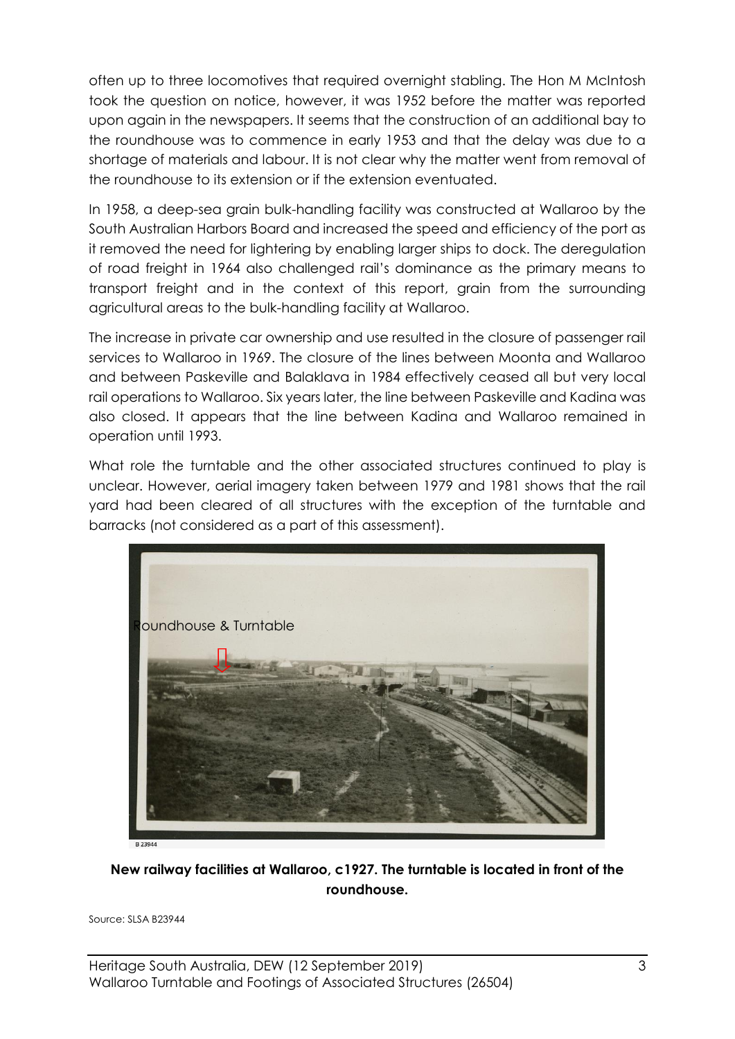often up to three locomotives that required overnight stabling. The Hon M McIntosh took the question on notice, however, it was 1952 before the matter was reported upon again in the newspapers. It seems that the construction of an additional bay to the roundhouse was to commence in early 1953 and that the delay was due to a shortage of materials and labour. It is not clear why the matter went from removal of the roundhouse to its extension or if the extension eventuated.

In 1958, a deep-sea grain bulk-handling facility was constructed at Wallaroo by the South Australian Harbors Board and increased the speed and efficiency of the port as it removed the need for lightering by enabling larger ships to dock. The deregulation of road freight in 1964 also challenged rail's dominance as the primary means to transport freight and in the context of this report, grain from the surrounding agricultural areas to the bulk-handling facility at Wallaroo.

The increase in private car ownership and use resulted in the closure of passenger rail services to Wallaroo in 1969. The closure of the lines between Moonta and Wallaroo and between Paskeville and Balaklava in 1984 effectively ceased all but very local rail operations to Wallaroo. Six years later, the line between Paskeville and Kadina was also closed. It appears that the line between Kadina and Wallaroo remained in operation until 1993.

What role the turntable and the other associated structures continued to play is unclear. However, aerial imagery taken between 1979 and 1981 shows that the rail yard had been cleared of all structures with the exception of the turntable and barracks (not considered as a part of this assessment).

Roundhouse & Turntable

B 23944

**New railway facilities at Wallaroo, c1927. The turntable is located in front of the roundhouse.**

Source: SLSA B23944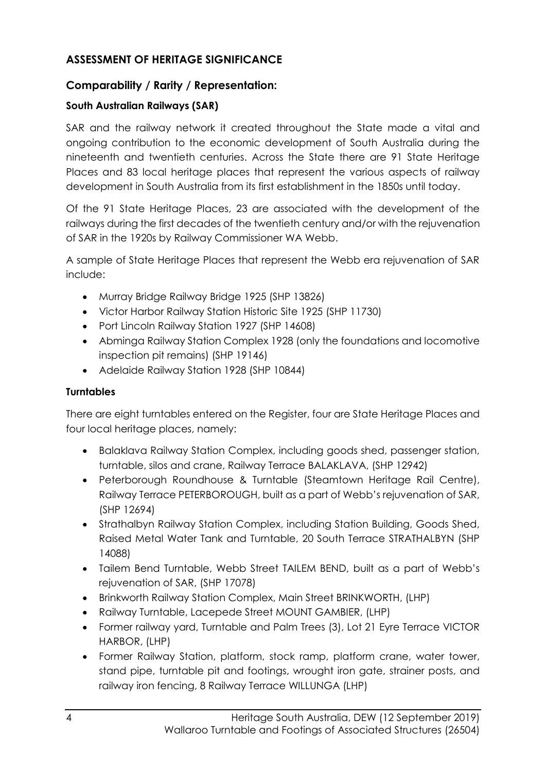## ASSESSMENT OF HERITAGE SIGNIFICANCE

### Comparability / Rarity / Representation:

#### South Australian Railways (SAR)

SAR and the railway network it created throughout the State made a vital and ongoing contribution to the economic development of South Australia during the nineteenth and twentieth centuries. Across the State there are 91 State Heritage Places and 83 local heritage places that represent the various aspects of railway development in South Australia from its first establishment in the 1850s until today.

Of the 91 State Heritage Places, 23 are associated with the development of the railways during the first decades of the twentieth century and/or with the rejuvenation of SAR in the 1920s by Railway Commissioner WA Webb.

A sample of State Heritage Places that represent the Webb era rejuvenation of SAR include:

- Murray Bridge Railway Bridge 1925 (SHP 13826)
- Victor Harbor Railway Station Historic Site 1925 (SHP 11730)
- Port Lincoln Railway Station 1927 (SHP 14608)
- Abminga Railway Station Complex 1928 (only the foundations and locomotive inspection pit remains) (SHP 19146)
- Adelaide Railway Station 1928 (SHP 10844)

#### Turntables

There are eight turntables entered on the Register, four are State Heritage Places and four local heritage places, namely:

- Balaklava Railway Station Complex, including goods shed, passenger station, turntable, silos and crane, Railway Terrace BALAKLAVA, (SHP 12942)
- Peterborough Roundhouse & Turntable (Steamtown Heritage Rail Centre), Railway Terrace PETERBOROUGH, built as a part of Webb's rejuvenation of SAR, (SHP 12694)
- Strathalbyn Railway Station Complex, including Station Building, Goods Shed, Raised Metal Water Tank and Turntable, 20 South Terrace STRATHALBYN (SHP 14088)
- Tailem Bend Turntable, Webb Street TAILEM BEND, built as a part of Webb's rejuvenation of SAR, (SHP 17078)
- Brinkworth Railway Station Complex, Main Street BRINKWORTH, (LHP)
- Railway Turntable, Lacepede Street MOUNT GAMBIER, (LHP)
- Former railway yard, Turntable and Palm Trees (3), Lot 21 Eyre Terrace VICTOR HARBOR, (LHP)
- Former Railway Station, platform, stock ramp, platform crane, water tower, stand pipe, turntable pit and footings, wrought iron gate, strainer posts, and railway iron fencing, 8 Railway Terrace WILLUNGA (LHP)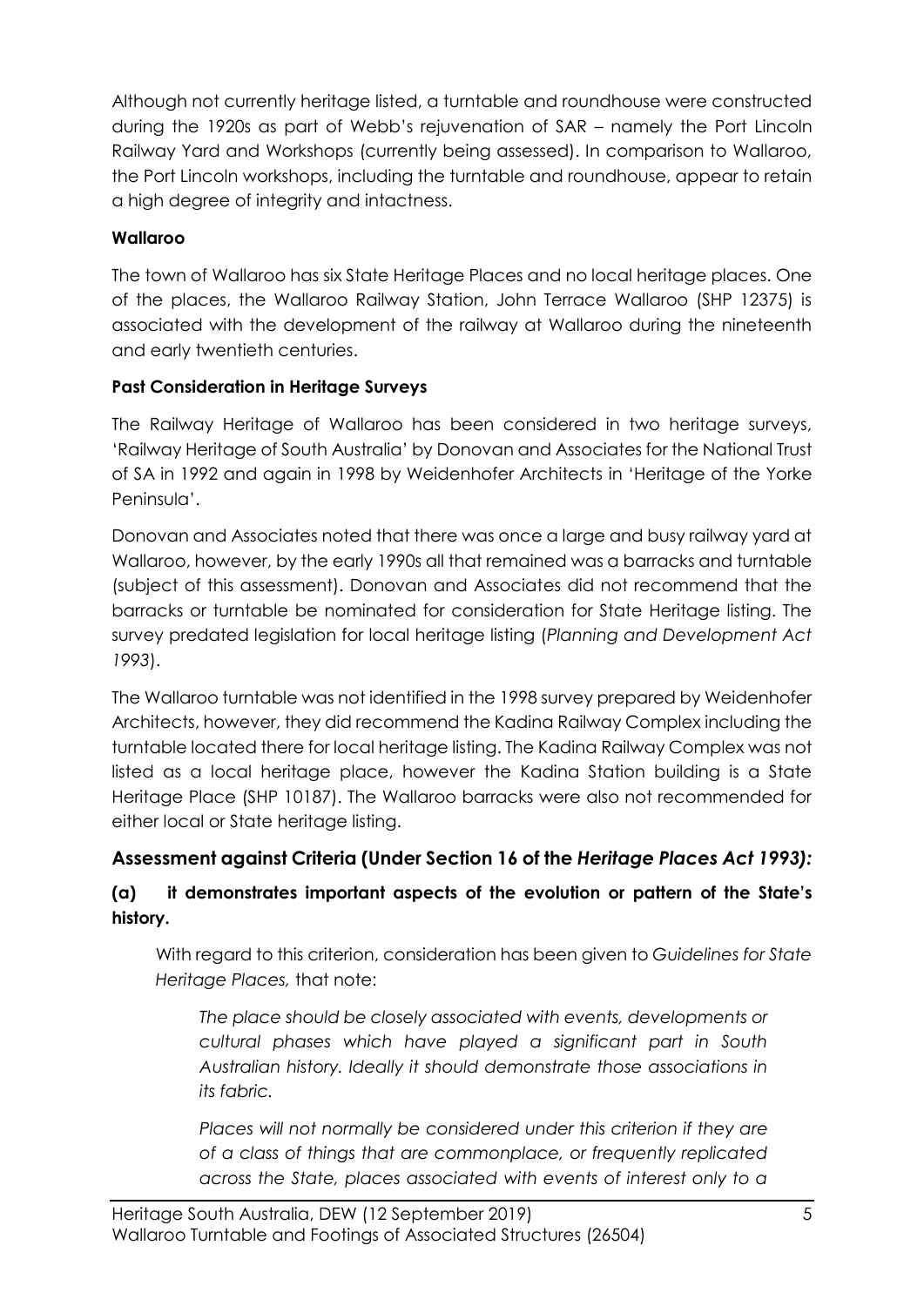Although not currently heritage listed, a turntable and roundhouse were constructed during the 1920s as part of Webb's rejuvenation of SAR – namely the Port Lincoln Railway Yard and Workshops (currently being assessed). In comparison to Wallaroo, the Port Lincoln workshops, including the turntable and roundhouse, appear to retain a high degree of integrity and intactness.

**Wallaroo**

The town of Wallaroo has six State Heritage Places and no local heritage places. One of the places, the Wallaroo Railway Station, John Terrace Wallaroo (SHP 12375) is associated with the development of the railway at Wallaroo during the nineteenth and early twentieth centuries.

**Past Consideration in Heritage Surveys**

The Railway Heritage of Wallaroo has been considered in two heritage surveys, 'Railway Heritage of South Australia' by Donovan and Associates for the National Trust of SA in 1992 and again in 1998 by Weidenhofer Architects in 'Heritage of the Yorke Peninsula'.

Donovan and Associates noted that there was once a large and busy railway yard at Wallaroo, however, by the early 1990s all that remained was a barracks and turntable (subject of this assessment). Donovan and Associates did not recommend that the barracks or turntable be nominated for consideration for State Heritage listing. The survey predated legislation for local heritage listing (*Planning and Development Act 1993*).

The Wallaroo turntable was not identified in the 1998 survey prepared by Weidenhofer Architects, however, they did recommend the Kadina Railway Complex including the turntable located there for local heritage listing. The Kadina Railway Complex was not listed as a local heritage place, however the Kadina Station building is a State Heritage Place (SHP 10187). The Wallaroo barracks were also not recommended for either local or State heritage listing.

## Assessment against Criteria (Under Section 16 of the *Heritage Places Act 1993):*

### (a) it demonstrates important aspects of the evolution or pattern of the State's history.

With regard to this criterion, consideration has been given to *Guidelines for State Heritage Places,* that note:

> *The place should be closely associated with events, developments or cultural phases which have played a significant part in South Australian history. Ideally it should demonstrate those associations in its fabric.*
>
> *Places will not normally be considered under this criterion if they are of a class of things that are commonplace, or frequently replicated across the State, places associated with events of interest only to a*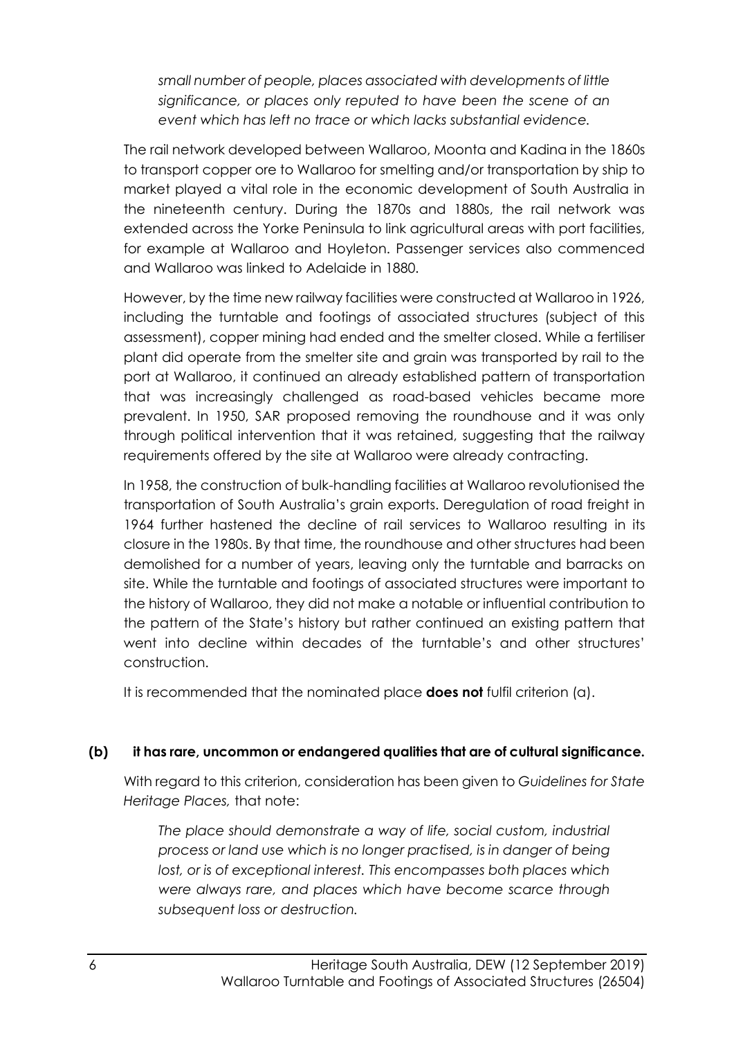*small number of people, places associated with developments of little significance, or places only reputed to have been the scene of an event which has left no trace or which lacks substantial evidence.*

The rail network developed between Wallaroo, Moonta and Kadina in the 1860s to transport copper ore to Wallaroo for smelting and/or transportation by ship to market played a vital role in the economic development of South Australia in the nineteenth century. During the 1870s and 1880s, the rail network was extended across the Yorke Peninsula to link agricultural areas with port facilities, for example at Wallaroo and Hoyleton. Passenger services also commenced and Wallaroo was linked to Adelaide in 1880.

However, by the time new railway facilities were constructed at Wallaroo in 1926, including the turntable and footings of associated structures (subject of this assessment), copper mining had ended and the smelter closed. While a fertiliser plant did operate from the smelter site and grain was transported by rail to the port at Wallaroo, it continued an already established pattern of transportation that was increasingly challenged as road-based vehicles became more prevalent. In 1950, SAR proposed removing the roundhouse and it was only through political intervention that it was retained, suggesting that the railway requirements offered by the site at Wallaroo were already contracting.

In 1958, the construction of bulk-handling facilities at Wallaroo revolutionised the transportation of South Australia's grain exports. Deregulation of road freight in 1964 further hastened the decline of rail services to Wallaroo resulting in its closure in the 1980s. By that time, the roundhouse and other structures had been demolished for a number of years, leaving only the turntable and barracks on site. While the turntable and footings of associated structures were important to the history of Wallaroo, they did not make a notable or influential contribution to the pattern of the State's history but rather continued an existing pattern that went into decline within decades of the turntable's and other structures' construction.

It is recommended that the nominated place **does not** fulfil criterion (a).

### (b) it has rare, uncommon or endangered qualities that are of cultural significance.

With regard to this criterion, consideration has been given to *Guidelines for State Heritage Places,* that note:

*The place should demonstrate a way of life, social custom, industrial process or land use which is no longer practised, is in danger of being lost, or is of exceptional interest. This encompasses both places which were always rare, and places which have become scarce through subsequent loss or destruction.*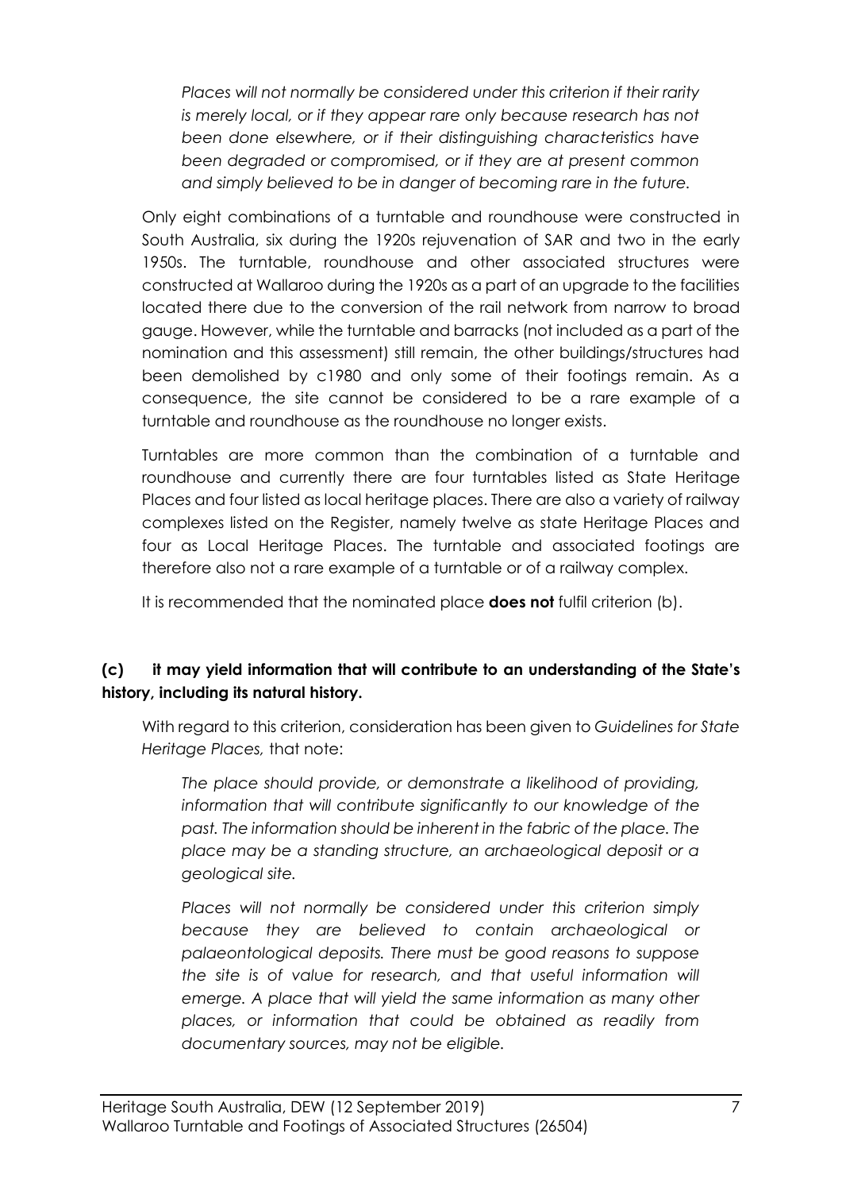*Places will not normally be considered under this criterion if their rarity is merely local, or if they appear rare only because research has not been done elsewhere, or if their distinguishing characteristics have been degraded or compromised, or if they are at present common and simply believed to be in danger of becoming rare in the future.*

Only eight combinations of a turntable and roundhouse were constructed in South Australia, six during the 1920s rejuvenation of SAR and two in the early 1950s. The turntable, roundhouse and other associated structures were constructed at Wallaroo during the 1920s as a part of an upgrade to the facilities located there due to the conversion of the rail network from narrow to broad gauge. However, while the turntable and barracks (not included as a part of the nomination and this assessment) still remain, the other buildings/structures had been demolished by c1980 and only some of their footings remain. As a consequence, the site cannot be considered to be a rare example of a turntable and roundhouse as the roundhouse no longer exists.

Turntables are more common than the combination of a turntable and roundhouse and currently there are four turntables listed as State Heritage Places and four listed as local heritage places. There are also a variety of railway complexes listed on the Register, namely twelve as state Heritage Places and four as Local Heritage Places. The turntable and associated footings are therefore also not a rare example of a turntable or of a railway complex.

It is recommended that the nominated place **does not** fulfil criterion (b).

**(c) it may yield information that will contribute to an understanding of the State's history, including its natural history.**

With regard to this criterion, consideration has been given to *Guidelines for State Heritage Places,* that note:

*The place should provide, or demonstrate a likelihood of providing, information that will contribute significantly to our knowledge of the past. The information should be inherent in the fabric of the place. The place may be a standing structure, an archaeological deposit or a geological site.*

*Places will not normally be considered under this criterion simply because they are believed to contain archaeological or palaeontological deposits. There must be good reasons to suppose the site is of value for research, and that useful information will emerge. A place that will yield the same information as many other places, or information that could be obtained as readily from documentary sources, may not be eligible.*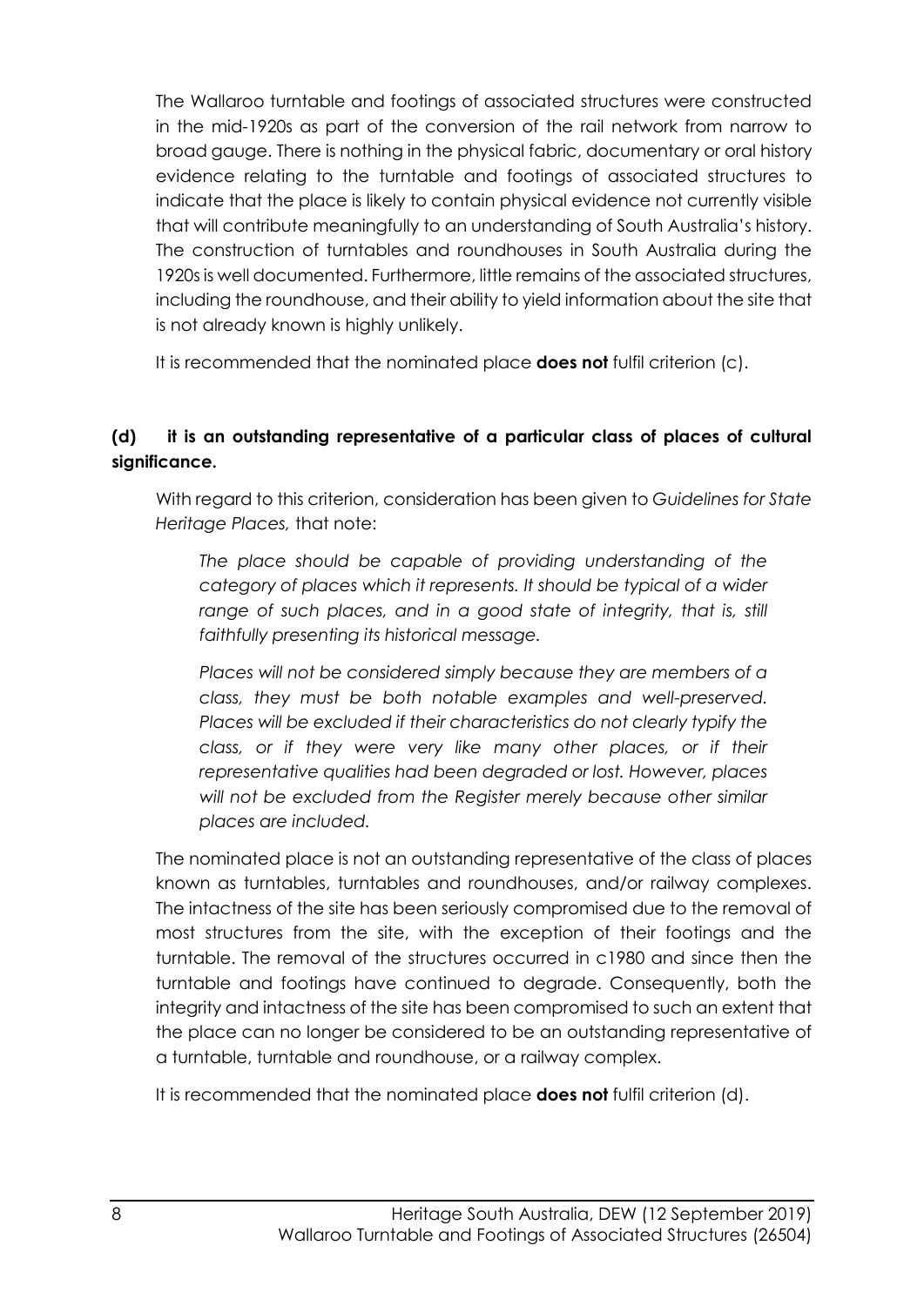The Wallaroo turntable and footings of associated structures were constructed in the mid-1920s as part of the conversion of the rail network from narrow to broad gauge. There is nothing in the physical fabric, documentary or oral history evidence relating to the turntable and footings of associated structures to indicate that the place is likely to contain physical evidence not currently visible that will contribute meaningfully to an understanding of South Australia's history. The construction of turntables and roundhouses in South Australia during the 1920s is well documented. Furthermore, little remains of the associated structures, including the roundhouse, and their ability to yield information about the site that is not already known is highly unlikely.

It is recommended that the nominated place **does not** fulfil criterion (c).

**(d) it is an outstanding representative of a particular class of places of cultural significance.**

With regard to this criterion, consideration has been given to *Guidelines for State Heritage Places,* that note:

> *The place should be capable of providing understanding of the category of places which it represents. It should be typical of a wider range of such places, and in a good state of integrity, that is, still faithfully presenting its historical message.*
>
> *Places will not be considered simply because they are members of a class, they must be both notable examples and well-preserved. Places will be excluded if their characteristics do not clearly typify the class, or if they were very like many other places, or if their representative qualities had been degraded or lost. However, places will not be excluded from the Register merely because other similar places are included.*

The nominated place is not an outstanding representative of the class of places known as turntables, turntables and roundhouses, and/or railway complexes. The intactness of the site has been seriously compromised due to the removal of most structures from the site, with the exception of their footings and the turntable. The removal of the structures occurred in c1980 and since then the turntable and footings have continued to degrade. Consequently, both the integrity and intactness of the site has been compromised to such an extent that the place can no longer be considered to be an outstanding representative of a turntable, turntable and roundhouse, or a railway complex.

It is recommended that the nominated place **does not** fulfil criterion (d).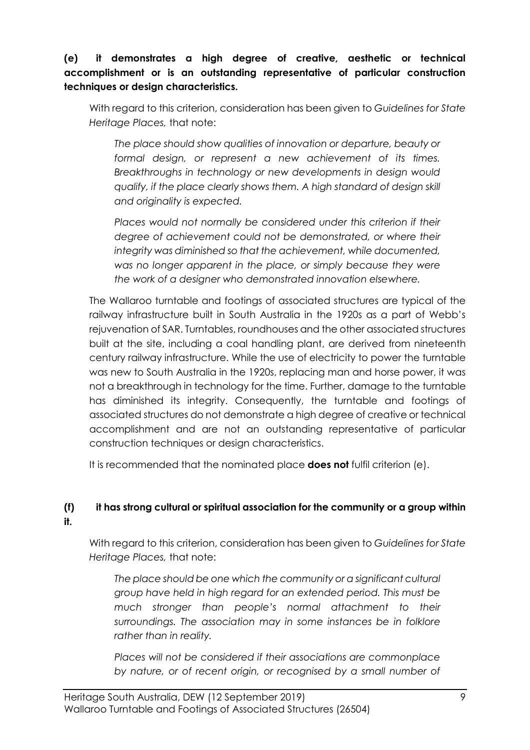**(e) it demonstrates a high degree of creative, aesthetic or technical accomplishment or is an outstanding representative of particular construction techniques or design characteristics.**

With regard to this criterion, consideration has been given to *Guidelines for State Heritage Places,* that note:

> *The place should show qualities of innovation or departure, beauty or formal design, or represent a new achievement of its times. Breakthroughs in technology or new developments in design would qualify, if the place clearly shows them. A high standard of design skill and originality is expected.*
>
> *Places would not normally be considered under this criterion if their degree of achievement could not be demonstrated, or where their integrity was diminished so that the achievement, while documented, was no longer apparent in the place, or simply because they were the work of a designer who demonstrated innovation elsewhere.*

The Wallaroo turntable and footings of associated structures are typical of the railway infrastructure built in South Australia in the 1920s as a part of Webb's rejuvenation of SAR. Turntables, roundhouses and the other associated structures built at the site, including a coal handling plant, are derived from nineteenth century railway infrastructure. While the use of electricity to power the turntable was new to South Australia in the 1920s, replacing man and horse power, it was not a breakthrough in technology for the time. Further, damage to the turntable has diminished its integrity. Consequently, the turntable and footings of associated structures do not demonstrate a high degree of creative or technical accomplishment and are not an outstanding representative of particular construction techniques or design characteristics.

It is recommended that the nominated place **does not** fulfil criterion (e).

**(f) it has strong cultural or spiritual association for the community or a group within it.**

With regard to this criterion, consideration has been given to *Guidelines for State Heritage Places,* that note:

> *The place should be one which the community or a significant cultural group have held in high regard for an extended period. This must be much stronger than people's normal attachment to their surroundings. The association may in some instances be in folklore rather than in reality.*
>
> *Places will not be considered if their associations are commonplace by nature, or of recent origin, or recognised by a small number of*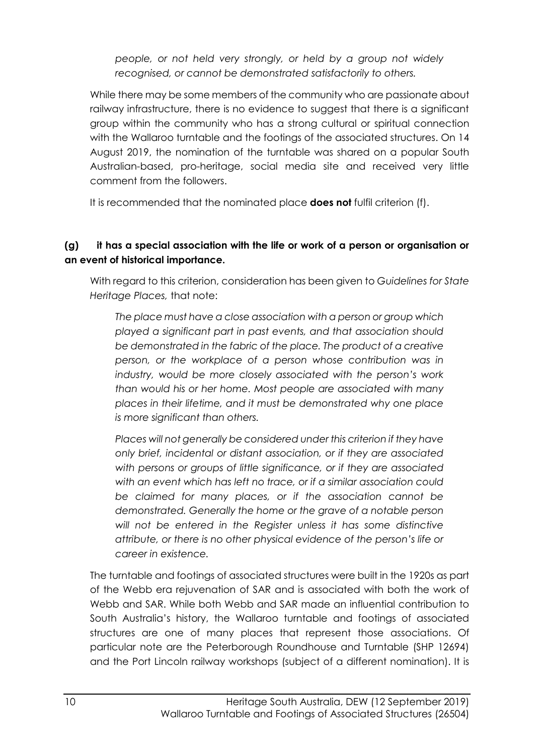*people, or not held very strongly, or held by a group not widely recognised, or cannot be demonstrated satisfactorily to others.*

While there may be some members of the community who are passionate about railway infrastructure, there is no evidence to suggest that there is a significant group within the community who has a strong cultural or spiritual connection with the Wallaroo turntable and the footings of the associated structures. On 14 August 2019, the nomination of the turntable was shared on a popular South Australian-based, pro-heritage, social media site and received very little comment from the followers.

It is recommended that the nominated place **does not** fulfil criterion (f).

**(g) it has a special association with the life or work of a person or organisation or an event of historical importance.**

With regard to this criterion, consideration has been given to *Guidelines for State Heritage Places,* that note:

*The place must have a close association with a person or group which played a significant part in past events, and that association should be demonstrated in the fabric of the place. The product of a creative person, or the workplace of a person whose contribution was in industry, would be more closely associated with the person's work than would his or her home. Most people are associated with many places in their lifetime, and it must be demonstrated why one place is more significant than others.*

*Places will not generally be considered under this criterion if they have only brief, incidental or distant association, or if they are associated with persons or groups of little significance, or if they are associated with an event which has left no trace, or if a similar association could be claimed for many places, or if the association cannot be demonstrated. Generally the home or the grave of a notable person will not be entered in the Register unless it has some distinctive attribute, or there is no other physical evidence of the person's life or career in existence.*

The turntable and footings of associated structures were built in the 1920s as part of the Webb era rejuvenation of SAR and is associated with both the work of Webb and SAR. While both Webb and SAR made an influential contribution to South Australia's history, the Wallaroo turntable and footings of associated structures are one of many places that represent those associations. Of particular note are the Peterborough Roundhouse and Turntable (SHP 12694) and the Port Lincoln railway workshops (subject of a different nomination). It is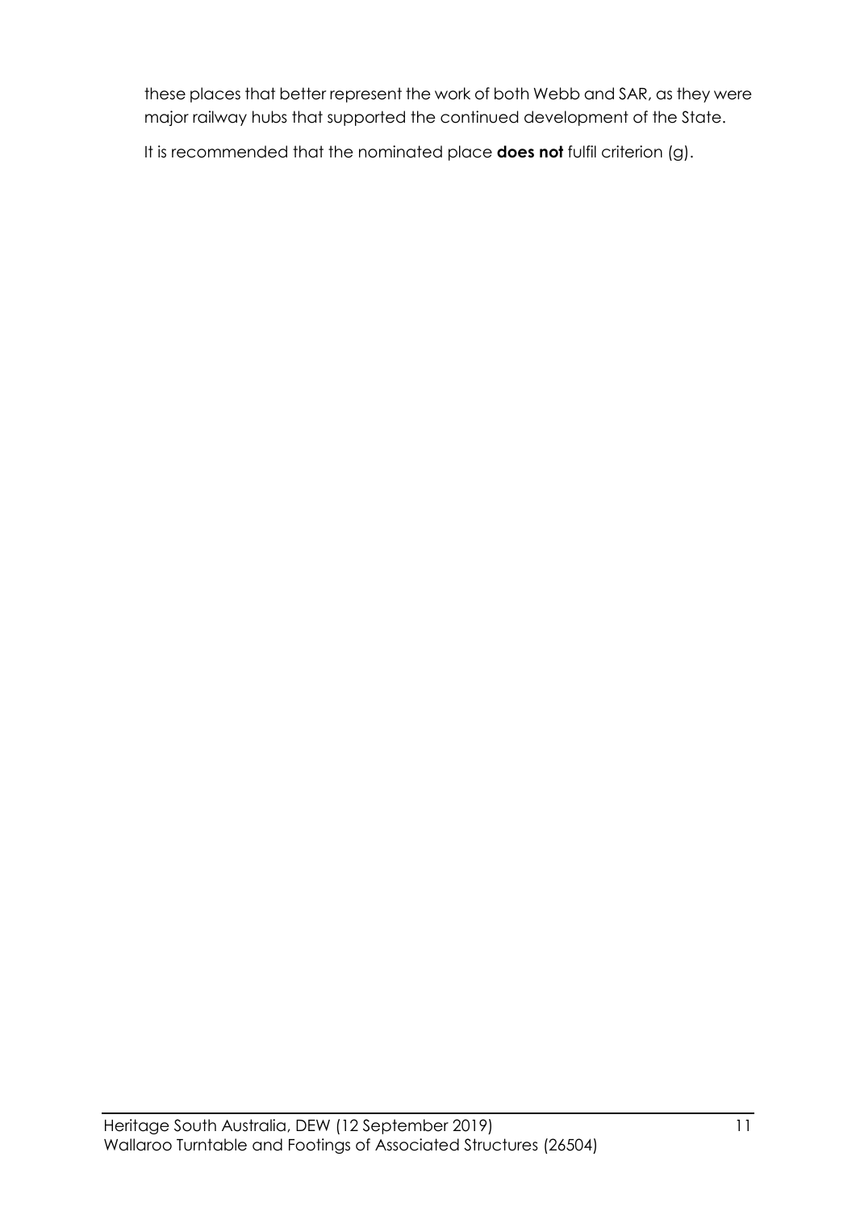these places that better represent the work of both Webb and SAR, as they were major railway hubs that supported the continued development of the State.

It is recommended that the nominated place **does not** fulfil criterion (g).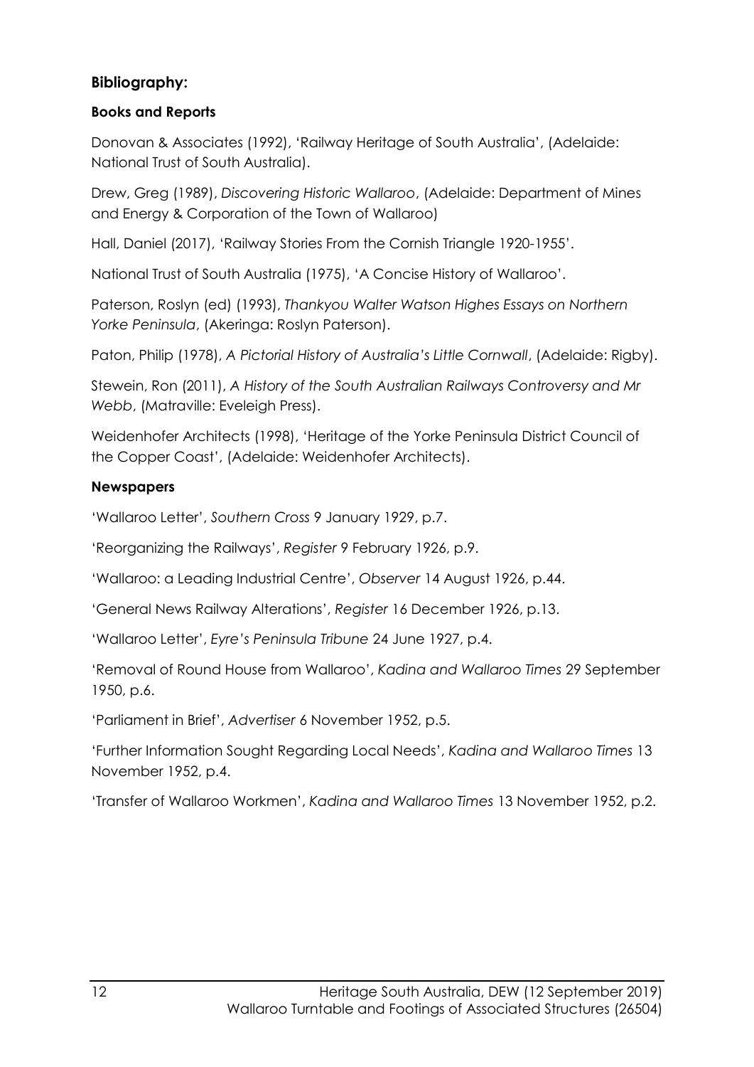## Bibliography:

### Books and Reports

Donovan & Associates (1992), 'Railway Heritage of South Australia', (Adelaide: National Trust of South Australia).

Drew, Greg (1989), *Discovering Historic Wallaroo*, (Adelaide: Department of Mines and Energy & Corporation of the Town of Wallaroo)

Hall, Daniel (2017), 'Railway Stories From the Cornish Triangle 1920-1955'.

National Trust of South Australia (1975), 'A Concise History of Wallaroo'.

Paterson, Roslyn (ed) (1993), *Thankyou Walter Watson Highes Essays on Northern Yorke Peninsula*, (Akeringa: Roslyn Paterson).

Paton, Philip (1978), *A Pictorial History of Australia's Little Cornwall*, (Adelaide: Rigby).

Stewein, Ron (2011), *A History of the South Australian Railways Controversy and Mr Webb*, (Matraville: Eveleigh Press).

Weidenhofer Architects (1998), 'Heritage of the Yorke Peninsula District Council of the Copper Coast', (Adelaide: Weidenhofer Architects).

### Newspapers

'Wallaroo Letter', *Southern Cross* 9 January 1929, p.7.

'Reorganizing the Railways', *Register* 9 February 1926, p.9.

'Wallaroo: a Leading Industrial Centre', *Observer* 14 August 1926, p.44.

'General News Railway Alterations', *Register* 16 December 1926, p.13.

'Wallaroo Letter', *Eyre's Peninsula Tribune* 24 June 1927, p.4.

'Removal of Round House from Wallaroo', *Kadina and Wallaroo Times* 29 September 1950, p.6.

'Parliament in Brief', *Advertiser* 6 November 1952, p.5.

'Further Information Sought Regarding Local Needs', *Kadina and Wallaroo Times* 13 November 1952, p.4.

'Transfer of Wallaroo Workmen', *Kadina and Wallaroo Times* 13 November 1952, p.2.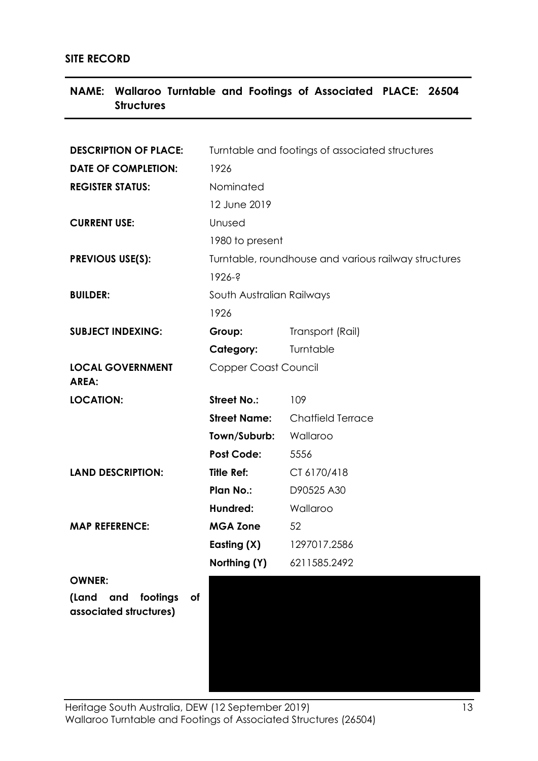**SITE RECORD**

**NAME: Wallaroo Turntable and Footings of Associated Structures** **PLACE: 26504**

| | | |
|---|---|---|
| **DESCRIPTION OF PLACE:** | Turntable and footings of associated structures | |
| **DATE OF COMPLETION:** | 1926 | |
| **REGISTER STATUS:** | Nominated | |
| | 12 June 2019 | |
| **CURRENT USE:** | Unused | |
| | 1980 to present | |
| **PREVIOUS USE(S):** | Turntable, roundhouse and various railway structures | |
| | 1926-? | |
| **BUILDER:** | South Australian Railways | |
| | 1926 | |
| **SUBJECT INDEXING:** | **Group:** | Transport (Rail) |
| | **Category:** | Turntable |
| **LOCAL GOVERNMENT AREA:** | Copper Coast Council | |
| **LOCATION:** | **Street No.:** | 109 |
| | **Street Name:** | Chatfield Terrace |
| | **Town/Suburb:** | Wallaroo |
| | **Post Code:** | 5556 |
| **LAND DESCRIPTION:** | **Title Ref:** | CT 6170/418 |
| | **Plan No.:** | D90525 A30 |
| | **Hundred:** | Wallaroo |
| **MAP REFERENCE:** | **MGA Zone** | 52 |
| | **Easting (X)** | 1297017.2586 |
| | **Northing (Y)** | 6211585.2492 |
| **OWNER:** **(Land and footings of associated structures)** | | |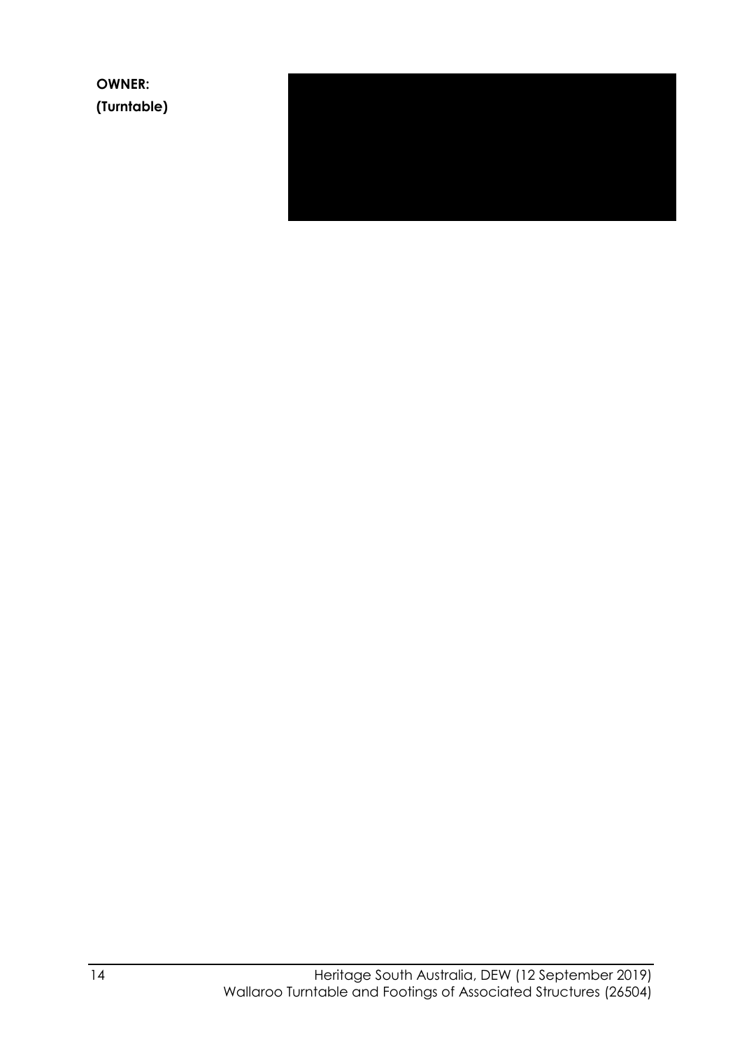**OWNER:**

**(Turntable)**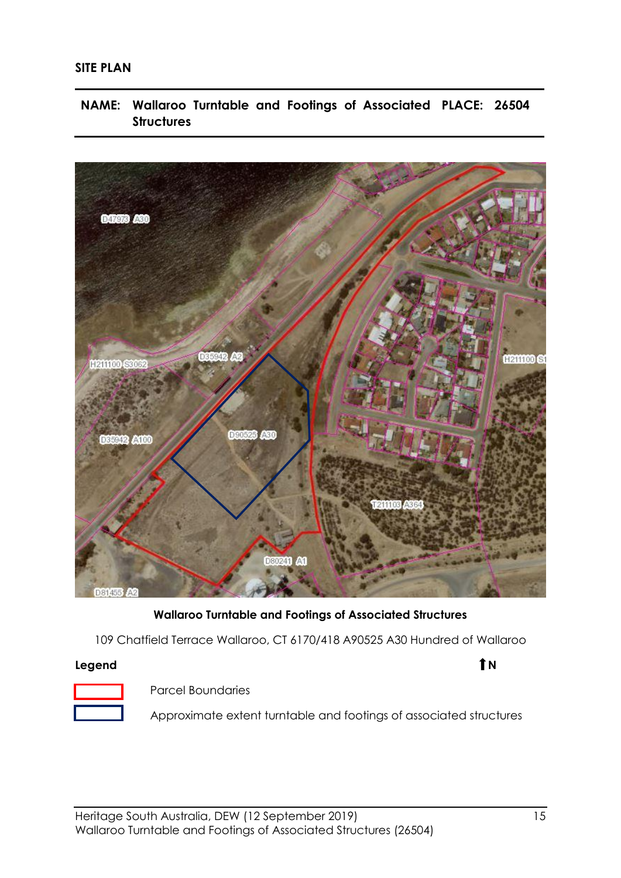**SITE PLAN**

**NAME: Wallaroo Turntable and Footings of Associated Structures** **PLACE: 26504**

**Wallaroo Turntable and Footings of Associated Structures**

109 Chatfield Terrace Wallaroo, CT 6170/418 A90525 A30 Hundred of Wallaroo

**Legend** **N**

Parcel Boundaries

Approximate extent turntable and footings of associated structures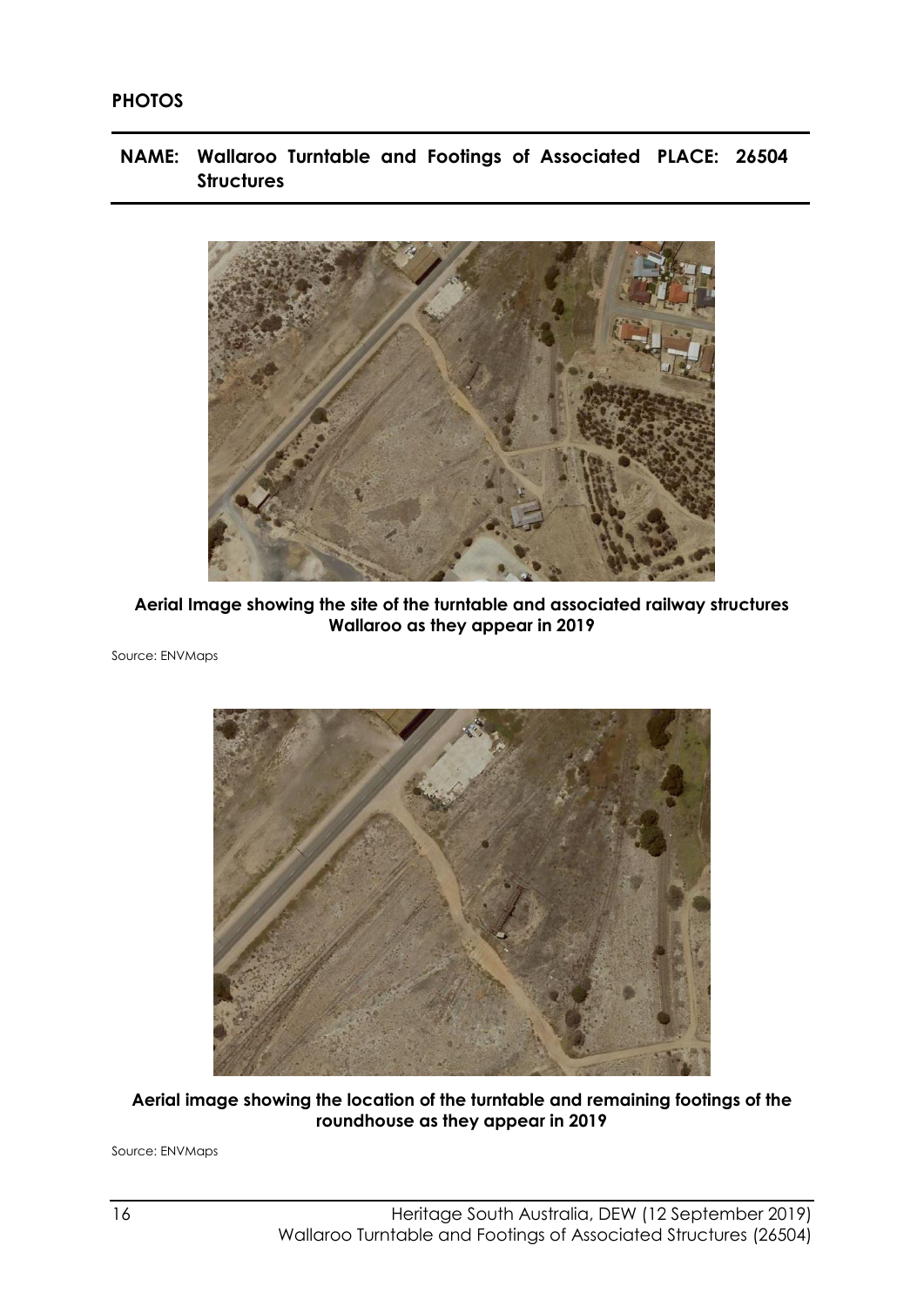**PHOTOS**

**NAME: Wallaroo Turntable and Footings of Associated Structures** **PLACE: 26504**

**Aerial Image showing the site of the turntable and associated railway structures Wallaroo as they appear in 2019**

Source: ENVMaps

**Aerial image showing the location of the turntable and remaining footings of the roundhouse as they appear in 2019**

Source: ENVMaps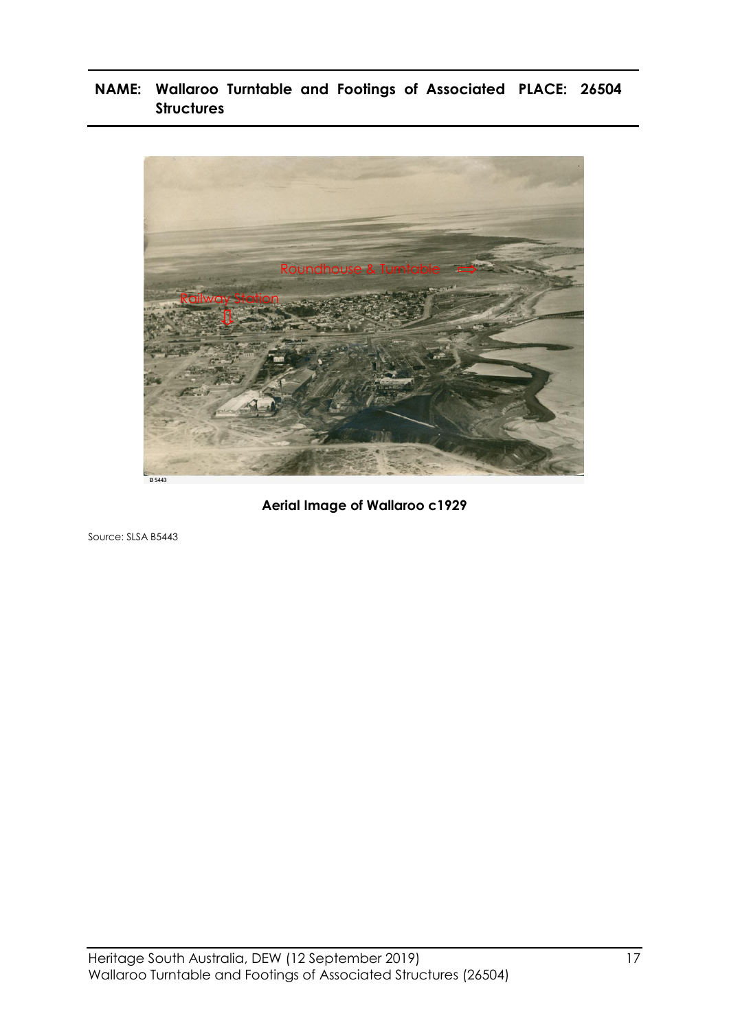**NAME: Wallaroo Turntable and Footings of Associated Structures PLACE: 26504**

**Aerial Image of Wallaroo c1929**

Source: SLSA B5443